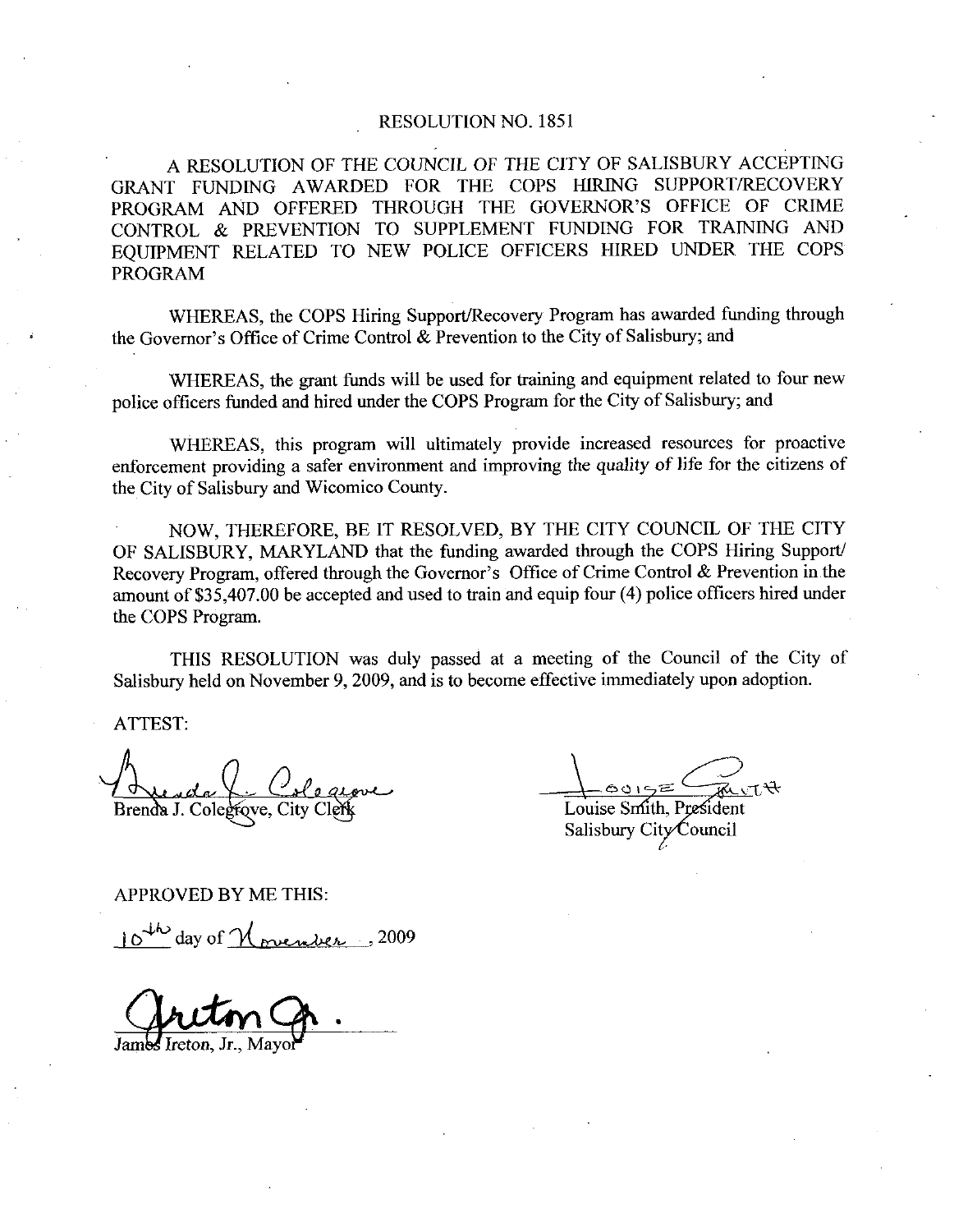# RESOLUTION NO. 1851

A RESOLUTION OF THE COUNCIL OF THE CITY OF SALISBURY ACCEPTING GRANT FUNDING AWARDED FOR THE COPS HIRING SUPPORT/RECOVERY PROGRAM AND OFFERED THROUGH THE GOVERNOR'S OFFICE OF CRIME CONTROL & PREVENTION TO SUPPLEMENT FUNDING FOR TRAINING AND EQUIPMENT RELATED TO NEW POLICE OFFICERS HIRED UNDER THE COPS PROGRAM

WHEREAS, the COPS Hiring Support/Recovery Program has awarded funding through the Governor's Office of Crime Control & Prevention to the City of Salisbury; and

WHEREAS, the grant funds will be used for training and equipment related to four new police officers funded and hired under the COPS Program for the City of Salisbury; and

WHEREAS, this program will ultimately provide increased resources for proactive enforcement providing a safer environment and improving the quality of life for the citizens of the City of Salisbury and Wicomico County.

NOW, THEREFORE, BE IT RESOLVED, BY THE CITY COUNCIL OF THE CITY OF SALISBURY, MARYLAND that the funding awarded through the COPS Hiring Support/ Recovery Program, offered through the Governor's Office of Crime Control & Prevention in the amount of $35,407.00 be accepted and used to train and equip four (4) police officers hired under the COPS Program.

THIS RESOLUTION was duly passed at a meeting of the Council of the City of Salisbury held on November 9, 2009, and is to become effective immediately upon adoption.

ATTEST:

Brenda J. Colegrove, City Clerk

Louise Smith, President
Salisbury City Council

APPROVED BY ME THIS:

10th day of November, 2009

James Ireton, Jr., Mayor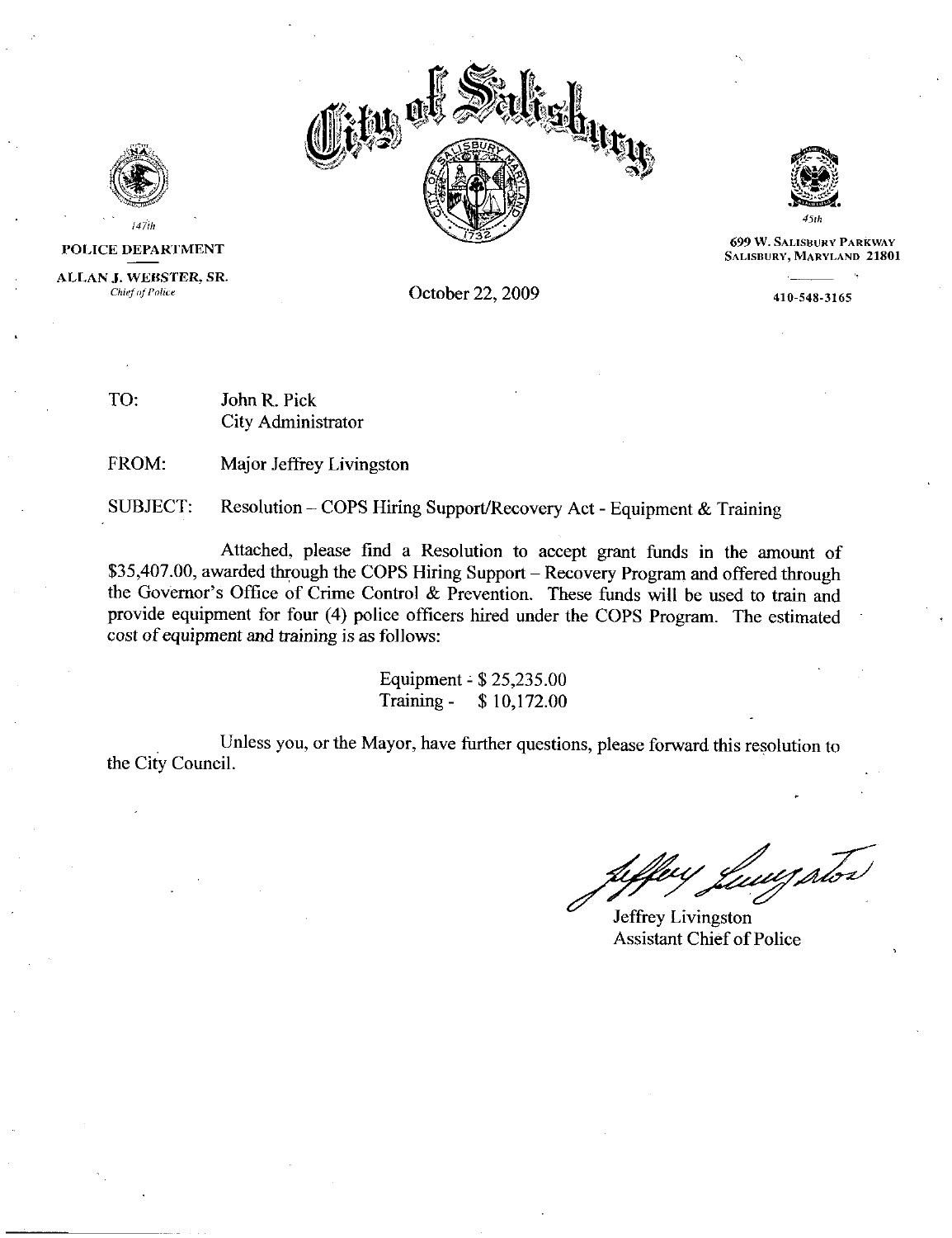# City of Salisbury

147th

**POLICE DEPARTMENT**

**ALLAN J. WEBSTER, SR.**
*Chief of Police*

October 22, 2009

45th

699 W. SALISBURY PARKWAY
SALISBURY, MARYLAND 21801

410-548-3165

TO: John R. Pick
City Administrator

FROM: Major Jeffrey Livingston

SUBJECT: Resolution – COPS Hiring Support/Recovery Act - Equipment & Training

Attached, please find a Resolution to accept grant funds in the amount of $35,407.00, awarded through the COPS Hiring Support – Recovery Program and offered through the Governor's Office of Crime Control & Prevention. These funds will be used to train and provide equipment for four (4) police officers hired under the COPS Program. The estimated cost of equipment and training is as follows:

Equipment - $ 25,235.00
Training - $ 10,172.00

Unless you, or the Mayor, have further questions, please forward this resolution to the City Council.

Jeffrey Livingston
Assistant Chief of Police